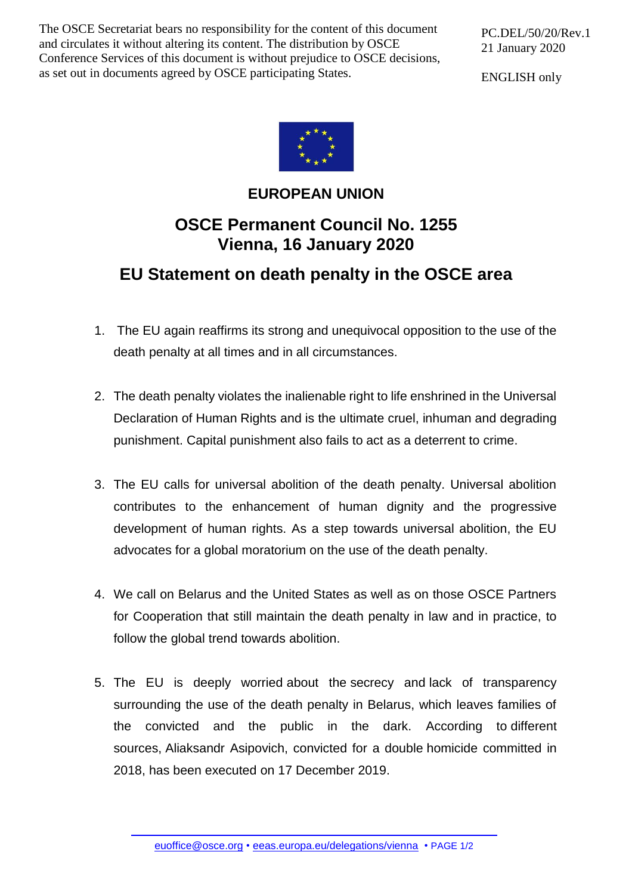The OSCE Secretariat bears no responsibility for the content of this document and circulates it without altering its content. The distribution by OSCE Conference Services of this document is without prejudice to OSCE decisions, as set out in documents agreed by OSCE participating States.

PC.DEL/50/20/Rev.1
21 January 2020

ENGLISH only

**EUROPEAN UNION**

# OSCE Permanent Council No. 1255
# Vienna, 16 January 2020

## EU Statement on death penalty in the OSCE area

1. The EU again reaffirms its strong and unequivocal opposition to the use of the death penalty at all times and in all circumstances.

2. The death penalty violates the inalienable right to life enshrined in the Universal Declaration of Human Rights and is the ultimate cruel, inhuman and degrading punishment. Capital punishment also fails to act as a deterrent to crime.

3. The EU calls for universal abolition of the death penalty. Universal abolition contributes to the enhancement of human dignity and the progressive development of human rights. As a step towards universal abolition, the EU advocates for a global moratorium on the use of the death penalty.

4. We call on Belarus and the United States as well as on those OSCE Partners for Cooperation that still maintain the death penalty in law and in practice, to follow the global trend towards abolition.

5. The EU is deeply worried about the secrecy and lack of transparency surrounding the use of the death penalty in Belarus, which leaves families of the convicted and the public in the dark. According to different sources, Aliaksandr Asipovich, convicted for a double homicide committed in 2018, has been executed on 17 December 2019.

euoffice@osce.org • eeas.europa.eu/delegations/vienna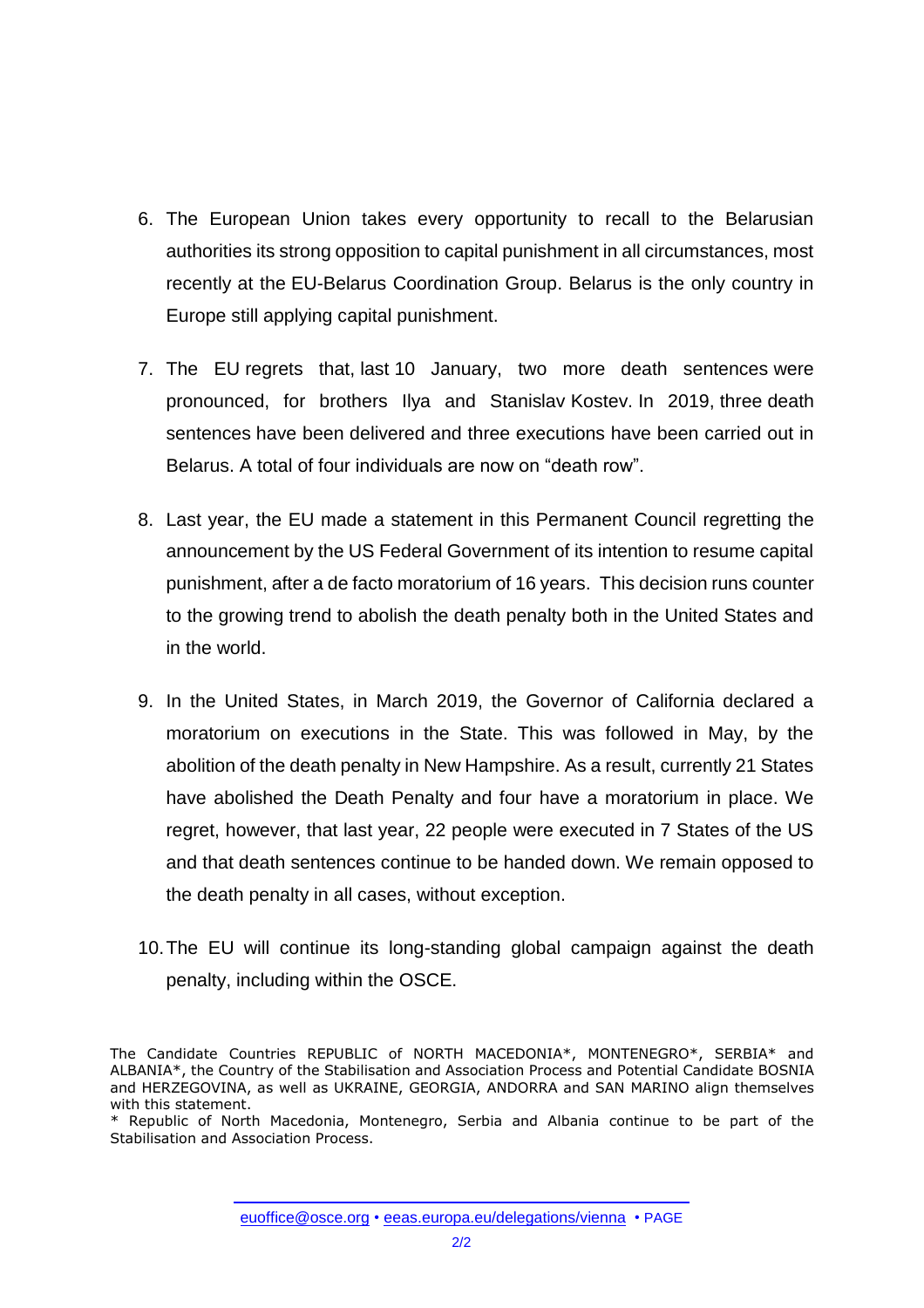6. The European Union takes every opportunity to recall to the Belarusian authorities its strong opposition to capital punishment in all circumstances, most recently at the EU-Belarus Coordination Group. Belarus is the only country in Europe still applying capital punishment.

7. The EU regrets that, last 10 January, two more death sentences were pronounced, for brothers Ilya and Stanislav Kostev. In 2019, three death sentences have been delivered and three executions have been carried out in Belarus. A total of four individuals are now on "death row".

8. Last year, the EU made a statement in this Permanent Council regretting the announcement by the US Federal Government of its intention to resume capital punishment, after a de facto moratorium of 16 years. This decision runs counter to the growing trend to abolish the death penalty both in the United States and in the world.

9. In the United States, in March 2019, the Governor of California declared a moratorium on executions in the State. This was followed in May, by the abolition of the death penalty in New Hampshire. As a result, currently 21 States have abolished the Death Penalty and four have a moratorium in place. We regret, however, that last year, 22 people were executed in 7 States of the US and that death sentences continue to be handed down. We remain opposed to the death penalty in all cases, without exception.

10. The EU will continue its long-standing global campaign against the death penalty, including within the OSCE.

The Candidate Countries REPUBLIC of NORTH MACEDONIA*, MONTENEGRO*, SERBIA* and ALBANIA*, the Country of the Stabilisation and Association Process and Potential Candidate BOSNIA and HERZEGOVINA, as well as UKRAINE, GEORGIA, ANDORRA and SAN MARINO align themselves with this statement.

* Republic of North Macedonia, Montenegro, Serbia and Albania continue to be part of the Stabilisation and Association Process.

euoffice@osce.org • eeas.europa.eu/delegations/vienna